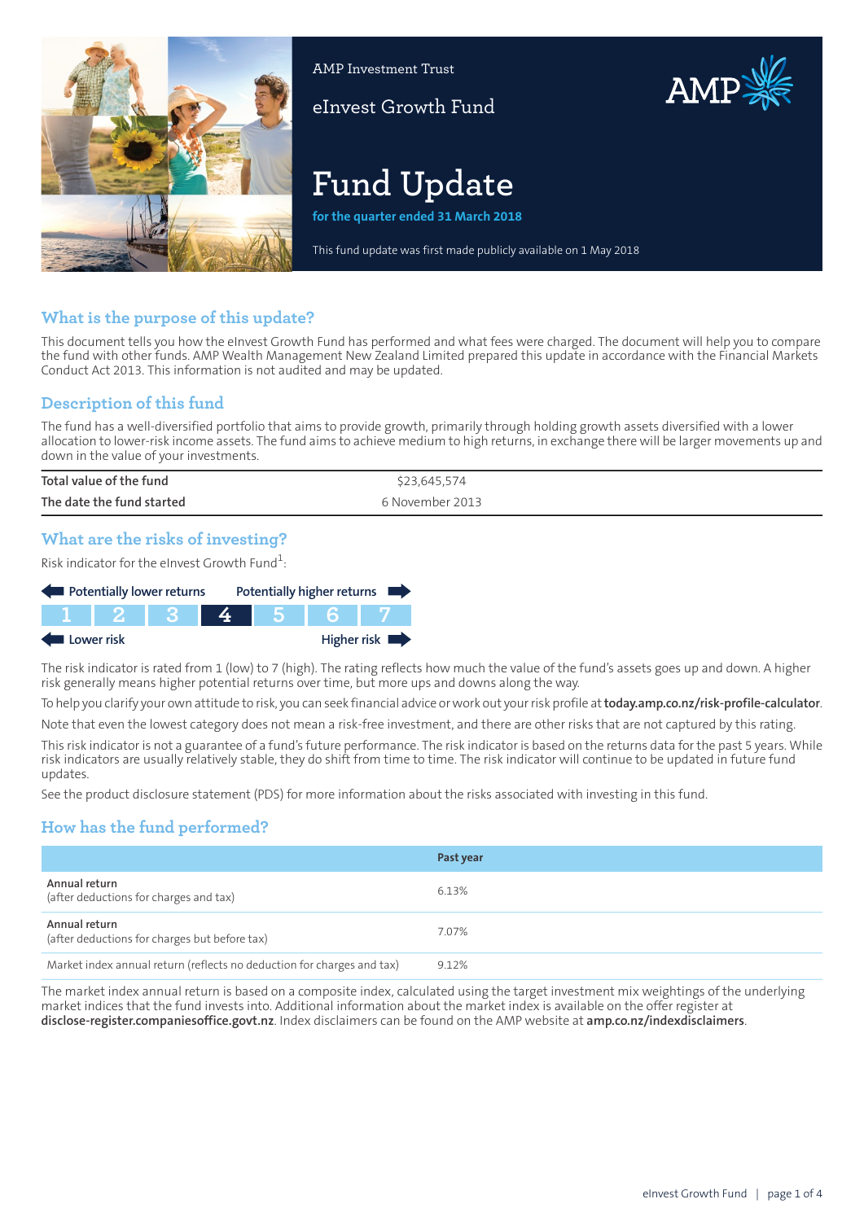AMP Investment Trust

eInvest Growth Fund

# Fund Update

**for the quarter ended 31 March 2018**

This fund update was first made publicly available on 1 May 2018

## What is the purpose of this update?

This document tells you how the eInvest Growth Fund has performed and what fees were charged. The document will help you to compare the fund with other funds. AMP Wealth Management New Zealand Limited prepared this update in accordance with the Financial Markets Conduct Act 2013. This information is not audited and may be updated.

## Description of this fund

The fund has a well-diversified portfolio that aims to provide growth, primarily through holding growth assets diversified with a lower allocation to lower-risk income assets. The fund aims to achieve medium to high returns, in exchange there will be larger movements up and down in the value of your investments.

| | |
|---|---|
| Total value of the fund | $23,645,574 |
| The date the fund started | 6 November 2013 |

## What are the risks of investing?

Risk indicator for the eInvest Growth Fund[1]:

Potentially lower returns | Potentially higher returns

1 | 2 | 3 | **4** | 5 | 6 | 7

Lower risk | Higher risk

The risk indicator is rated from 1 (low) to 7 (high). The rating reflects how much the value of the fund's assets goes up and down. A higher risk generally means higher potential returns over time, but more ups and downs along the way.

To help you clarify your own attitude to risk, you can seek financial advice or work out your risk profile at **today.amp.co.nz/risk-profile-calculator**.

Note that even the lowest category does not mean a risk-free investment, and there are other risks that are not captured by this rating.

This risk indicator is not a guarantee of a fund's future performance. The risk indicator is based on the returns data for the past 5 years. While risk indicators are usually relatively stable, they do shift from time to time. The risk indicator will continue to be updated in future fund updates.

See the product disclosure statement (PDS) for more information about the risks associated with investing in this fund.

## How has the fund performed?

| | Past year |
|---|---|
| **Annual return**<br>(after deductions for charges and tax) | 6.13% |
| **Annual return**<br>(after deductions for charges but before tax) | 7.07% |
| Market index annual return (reflects no deduction for charges and tax) | 9.12% |

The market index annual return is based on a composite index, calculated using the target investment mix weightings of the underlying market indices that the fund invests into. Additional information about the market index is available on the offer register at **disclose-register.companiesoffice.govt.nz**. Index disclaimers can be found on the AMP website at **amp.co.nz/indexdisclaimers**.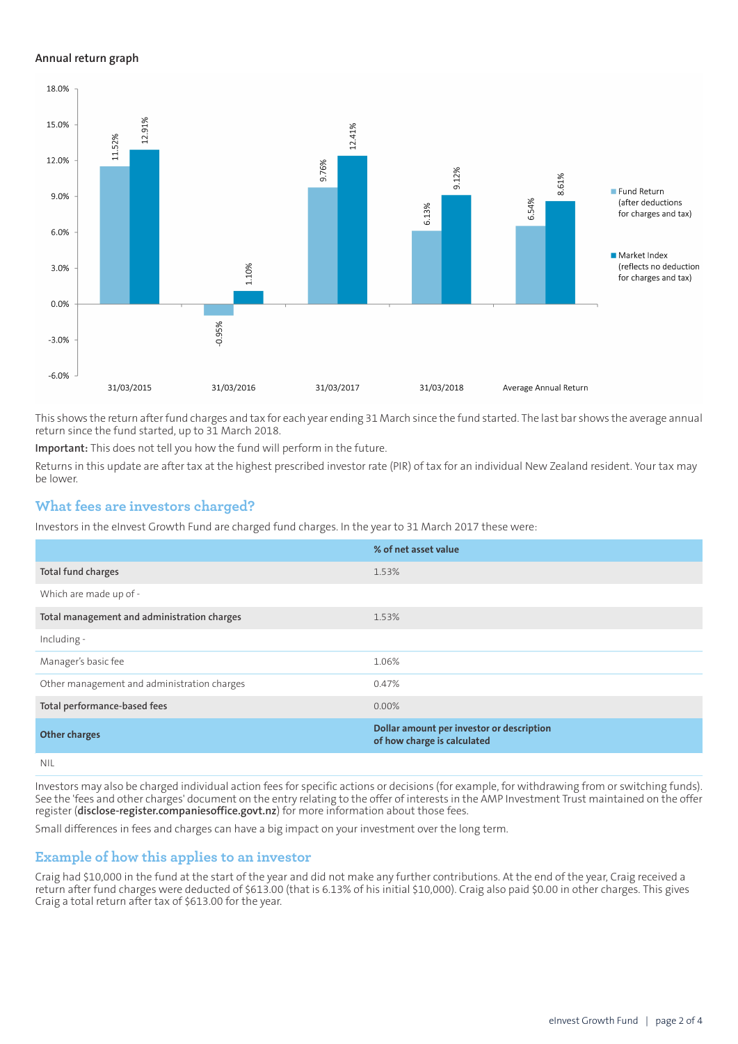### Annual return graph

18.0%
15.0%
12.0%
9.0%
6.0%
3.0%
0.0%
-3.0%
-6.0%

11.52%
12.91%
-0.95%
1.10%
9.76%
12.41%
6.13%
9.12%
6.54%
8.61%

31/03/2015
31/03/2016
31/03/2017
31/03/2018
Average Annual Return

Fund Return (after deductions for charges and tax)

Market Index (reflects no deduction for charges and tax)

This shows the return after fund charges and tax for each year ending 31 March since the fund started. The last bar shows the average annual return since the fund started, up to 31 March 2018.

**Important:** This does not tell you how the fund will perform in the future.

Returns in this update are after tax at the highest prescribed investor rate (PIR) of tax for an individual New Zealand resident. Your tax may be lower.

## What fees are investors charged?

Investors in the eInvest Growth Fund are charged fund charges. In the year to 31 March 2017 these were:

| | % of net asset value |
|---|---|
| **Total fund charges** | 1.53% |
| Which are made up of - | |
| **Total management and administration charges** | 1.53% |
| Including - | |
| Manager's basic fee | 1.06% |
| Other management and administration charges | 0.47% |
| **Total performance-based fees** | 0.00% |
| **Other charges** | **Dollar amount per investor or description of how charge is calculated** |
| NIL | |

Investors may also be charged individual action fees for specific actions or decisions (for example, for withdrawing from or switching funds). See the 'fees and other charges' document on the entry relating to the offer of interests in the AMP Investment Trust maintained on the offer register (**disclose-register.companiesoffice.govt.nz**) for more information about those fees.

Small differences in fees and charges can have a big impact on your investment over the long term.

## Example of how this applies to an investor

Craig had $10,000 in the fund at the start of the year and did not make any further contributions. At the end of the year, Craig received a return after fund charges were deducted of $613.00 (that is 6.13% of his initial $10,000). Craig also paid $0.00 in other charges. This gives Craig a total return after tax of $613.00 for the year.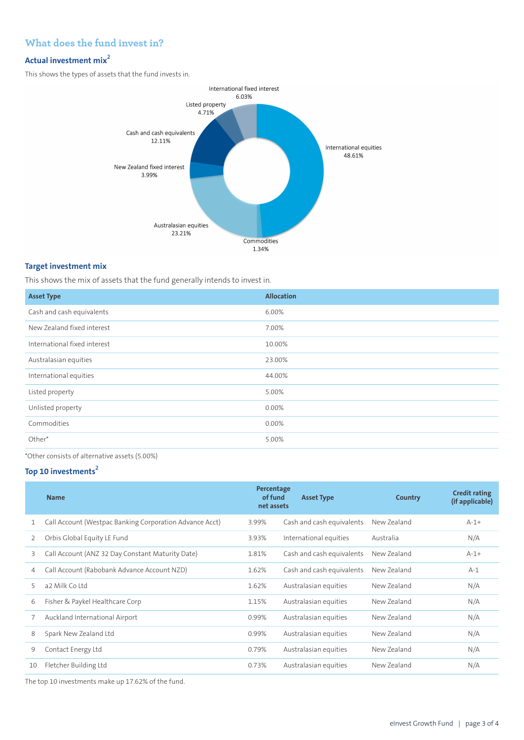## What does the fund invest in?

### Actual investment mix[2]

This shows the types of assets that the fund invests in.

International fixed interest
6.03%

Listed property
4.71%

Cash and cash equivalents
12.11%

New Zealand fixed interest
3.99%

Australasian equities
23.21%

Commodities
1.34%

International equities
48.61%

### Target investment mix

This shows the mix of assets that the fund generally intends to invest in.

| Asset Type | Allocation |
|---|---|
| Cash and cash equivalents | 6.00% |
| New Zealand fixed interest | 7.00% |
| International fixed interest | 10.00% |
| Australasian equities | 23.00% |
| International equities | 44.00% |
| Listed property | 5.00% |
| Unlisted property | 0.00% |
| Commodities | 0.00% |
| Other* | 5.00% |

*Other consists of alternative assets (5.00%)

### Top 10 investments[2]

| | Name | Percentage of fund net assets | Asset Type | Country | Credit rating (if applicable) |
|---|---|---|---|---|---|
| 1 | Call Account (Westpac Banking Corporation Advance Acct) | 3.99% | Cash and cash equivalents | New Zealand | A-1+ |
| 2 | Orbis Global Equity LE Fund | 3.93% | International equities | Australia | N/A |
| 3 | Call Account (ANZ 32 Day Constant Maturity Date) | 1.81% | Cash and cash equivalents | New Zealand | A-1+ |
| 4 | Call Account (Rabobank Advance Account NZD) | 1.62% | Cash and cash equivalents | New Zealand | A-1 |
| 5 | a2 Milk Co Ltd | 1.62% | Australasian equities | New Zealand | N/A |
| 6 | Fisher & Paykel Healthcare Corp | 1.15% | Australasian equities | New Zealand | N/A |
| 7 | Auckland International Airport | 0.99% | Australasian equities | New Zealand | N/A |
| 8 | Spark New Zealand Ltd | 0.99% | Australasian equities | New Zealand | N/A |
| 9 | Contact Energy Ltd | 0.79% | Australasian equities | New Zealand | N/A |
| 10 | Fletcher Building Ltd | 0.73% | Australasian equities | New Zealand | N/A |

The top 10 investments make up 17.62% of the fund.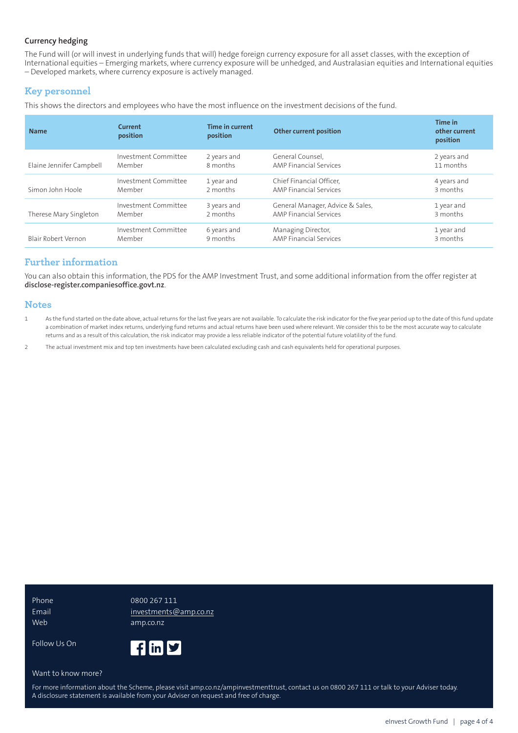### Currency hedging

The Fund will (or will invest in underlying funds that will) hedge foreign currency exposure for all asset classes, with the exception of International equities – Emerging markets, where currency exposure will be unhedged, and Australasian equities and International equities – Developed markets, where currency exposure is actively managed.

## Key personnel

This shows the directors and employees who have the most influence on the investment decisions of the fund.

| Name | Current position | Time in current position | Other current position | Time in other current position |
|---|---|---|---|---|
| Elaine Jennifer Campbell | Investment Committee Member | 2 years and 8 months | General Counsel, AMP Financial Services | 2 years and 11 months |
| Simon John Hoole | Investment Committee Member | 1 year and 2 months | Chief Financial Officer, AMP Financial Services | 4 years and 3 months |
| Therese Mary Singleton | Investment Committee Member | 3 years and 2 months | General Manager, Advice & Sales, AMP Financial Services | 1 year and 3 months |
| Blair Robert Vernon | Investment Committee Member | 6 years and 9 months | Managing Director, AMP Financial Services | 1 year and 3 months |

## Further information

You can also obtain this information, the PDS for the AMP Investment Trust, and some additional information from the offer register at **disclose-register.companiesoffice.govt.nz**.

## Notes

1. As the fund started on the date above, actual returns for the last five years are not available. To calculate the risk indicator for the five year period up to the date of this fund update a combination of market index returns, underlying fund returns and actual returns have been used where relevant. We consider this to be the most accurate way to calculate returns and as a result of this calculation, the risk indicator may provide a less reliable indicator of the potential future volatility of the fund.
2. The actual investment mix and top ten investments have been calculated excluding cash and cash equivalents held for operational purposes.

Phone 0800 267 111
Email investments@amp.co.nz
Web amp.co.nz

Follow Us On

Want to know more?

For more information about the Scheme, please visit amp.co.nz/ampinvestmenttrust, contact us on 0800 267 111 or talk to your Adviser today. A disclosure statement is available from your Adviser on request and free of charge.